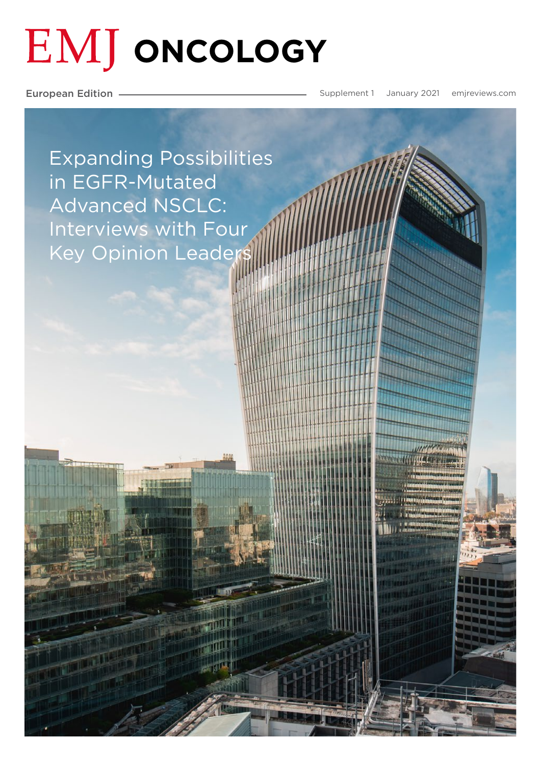# EMJ ONCOLOGY

European Edition — Supplement 1 — January 2021 — emjreviews.com

## Expanding Possibilities in EGFR-Mutated Advanced NSCLC: Interviews with Four Key Opinion Leaders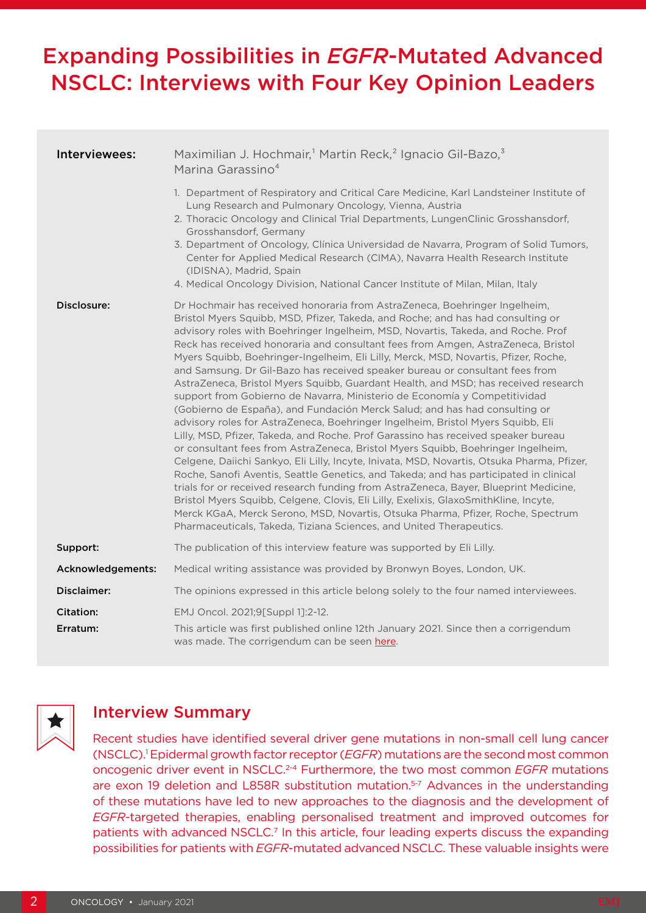# Expanding Possibilities in *EGFR*-Mutated Advanced NSCLC: Interviews with Four Key Opinion Leaders

| | |
|---|---|
| **Interviewees:** | Maximilian J. Hochmair,[1] Martin Reck,[2] Ignacio Gil-Bazo,[3] Marina Garassino[4]<br><br>1. Department of Respiratory and Critical Care Medicine, Karl Landsteiner Institute of Lung Research and Pulmonary Oncology, Vienna, Austria<br>2. Thoracic Oncology and Clinical Trial Departments, LungenClinic Grosshansdorf, Grosshansdorf, Germany<br>3. Department of Oncology, Clínica Universidad de Navarra, Program of Solid Tumors, Center for Applied Medical Research (CIMA), Navarra Health Research Institute (IDISNA), Madrid, Spain<br>4. Medical Oncology Division, National Cancer Institute of Milan, Milan, Italy |
| **Disclosure:** | Dr Hochmair has received honoraria from AstraZeneca, Boehringer Ingelheim, Bristol Myers Squibb, MSD, Pfizer, Takeda, and Roche; and has had consulting or advisory roles with Boehringer Ingelheim, MSD, Novartis, Takeda, and Roche. Prof Reck has received honoraria and consultant fees from Amgen, AstraZeneca, Bristol Myers Squibb, Boehringer-Ingelheim, Eli Lilly, Merck, MSD, Novartis, Pfizer, Roche, and Samsung. Dr Gil-Bazo has received speaker bureau or consultant fees from AstraZeneca, Bristol Myers Squibb, Guardant Health, and MSD; has received research support from Gobierno de Navarra, Ministerio de Economía y Competitividad (Gobierno de España), and Fundación Merck Salud; and has had consulting or advisory roles for AstraZeneca, Boehringer Ingelheim, Bristol Myers Squibb, Eli Lilly, MSD, Pfizer, Takeda, and Roche. Prof Garassino has received speaker bureau or consultant fees from AstraZeneca, Bristol Myers Squibb, Boehringer Ingelheim, Celgene, Daiichi Sankyo, Eli Lilly, Incyte, Inivata, MSD, Novartis, Otsuka Pharma, Pfizer, Roche, Sanofi Aventis, Seattle Genetics, and Takeda; and has participated in clinical trials for or received research funding from AstraZeneca, Bayer, Blueprint Medicine, Bristol Myers Squibb, Celgene, Clovis, Eli Lilly, Exelixis, GlaxoSmithKline, Incyte, Merck KGaA, Merck Serono, MSD, Novartis, Otsuka Pharma, Pfizer, Roche, Spectrum Pharmaceuticals, Takeda, Tiziana Sciences, and United Therapeutics. |
| **Support:** | The publication of this interview feature was supported by Eli Lilly. |
| **Acknowledgements:** | Medical writing assistance was provided by Bronwyn Boyes, London, UK. |
| **Disclaimer:** | The opinions expressed in this article belong solely to the four named interviewees. |
| **Citation:** | EMJ Oncol. 2021;9[Suppl 1]:2-12. |
| **Erratum:** | This article was first published online 12th January 2021. Since then a corrigendum was made. The corrigendum can be seen here. |

## Interview Summary

Recent studies have identified several driver gene mutations in non-small cell lung cancer (NSCLC).[1] Epidermal growth factor receptor (*EGFR*) mutations are the second most common oncogenic driver event in NSCLC.[2-4] Furthermore, the two most common *EGFR* mutations are exon 19 deletion and L858R substitution mutation.[5-7] Advances in the understanding of these mutations have led to new approaches to the diagnosis and the development of *EGFR*-targeted therapies, enabling personalised treatment and improved outcomes for patients with advanced NSCLC.[7] In this article, four leading experts discuss the expanding possibilities for patients with *EGFR*-mutated advanced NSCLC. These valuable insights were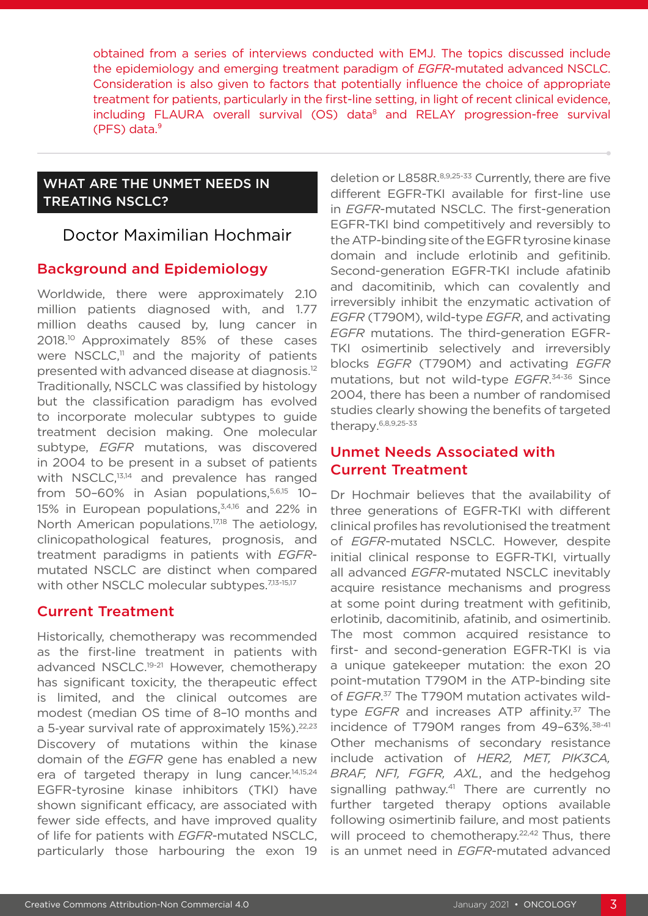obtained from a series of interviews conducted with EMJ. The topics discussed include the epidemiology and emerging treatment paradigm of *EGFR*-mutated advanced NSCLC. Consideration is also given to factors that potentially influence the choice of appropriate treatment for patients, particularly in the first-line setting, in light of recent clinical evidence, including FLAURA overall survival (OS) data[8] and RELAY progression-free survival (PFS) data.[9]

## WHAT ARE THE UNMET NEEDS IN TREATING NSCLC?

### Doctor Maximilian Hochmair

### Background and Epidemiology

Worldwide, there were approximately 2.10 million patients diagnosed with, and 1.77 million deaths caused by, lung cancer in 2018.[10] Approximately 85% of these cases were NSCLC,[11] and the majority of patients presented with advanced disease at diagnosis.[12] Traditionally, NSCLC was classified by histology but the classification paradigm has evolved to incorporate molecular subtypes to guide treatment decision making. One molecular subtype, *EGFR* mutations, was discovered in 2004 to be present in a subset of patients with NSCLC,[13,14] and prevalence has ranged from 50–60% in Asian populations,[5,6,15] 10–15% in European populations,[3,4,16] and 22% in North American populations.[17,18] The aetiology, clinicopathological features, prognosis, and treatment paradigms in patients with *EGFR*-mutated NSCLC are distinct when compared with other NSCLC molecular subtypes.[7,13-15,17]

### Current Treatment

Historically, chemotherapy was recommended as the first-line treatment in patients with advanced NSCLC.[19-21] However, chemotherapy has significant toxicity, the therapeutic effect is limited, and the clinical outcomes are modest (median OS time of 8–10 months and a 5-year survival rate of approximately 15%).[22,23] Discovery of mutations within the kinase domain of the *EGFR* gene has enabled a new era of targeted therapy in lung cancer.[14,15,24] EGFR-tyrosine kinase inhibitors (TKI) have shown significant efficacy, are associated with fewer side effects, and have improved quality of life for patients with *EGFR*-mutated NSCLC, particularly those harbouring the exon 19 deletion or L858R.[8,9,25-33] Currently, there are five different EGFR-TKI available for first-line use in *EGFR*-mutated NSCLC. The first-generation EGFR-TKI bind competitively and reversibly to the ATP-binding site of the EGFR tyrosine kinase domain and include erlotinib and gefitinib. Second-generation EGFR-TKI include afatinib and dacomitinib, which can covalently and irreversibly inhibit the enzymatic activation of *EGFR* (T790M), wild-type *EGFR*, and activating *EGFR* mutations. The third-generation EGFR-TKI osimertinib selectively and irreversibly blocks *EGFR* (T790M) and activating *EGFR* mutations, but not wild-type *EGFR*.[34-36] Since 2004, there has been a number of randomised studies clearly showing the benefits of targeted therapy.[6,8,9,25-33]

### Unmet Needs Associated with Current Treatment

Dr Hochmair believes that the availability of three generations of EGFR-TKI with different clinical profiles has revolutionised the treatment of *EGFR*-mutated NSCLC. However, despite initial clinical response to EGFR-TKI, virtually all advanced *EGFR*-mutated NSCLC inevitably acquire resistance mechanisms and progress at some point during treatment with gefitinib, erlotinib, dacomitinib, afatinib, and osimertinib. The most common acquired resistance to first- and second-generation EGFR-TKI is via a unique gatekeeper mutation: the exon 20 point-mutation T790M in the ATP-binding site of *EGFR*.[37] The T790M mutation activates wild-type *EGFR* and increases ATP affinity.[37] The incidence of T790M ranges from 49–63%.[38-41] Other mechanisms of secondary resistance include activation of *HER2, MET, PIK3CA, BRAF, NF1, FGFR, AXL*, and the hedgehog signalling pathway.[41] There are currently no further targeted therapy options available following osimertinib failure, and most patients will proceed to chemotherapy.[22,42] Thus, there is an unmet need in *EGFR*-mutated advanced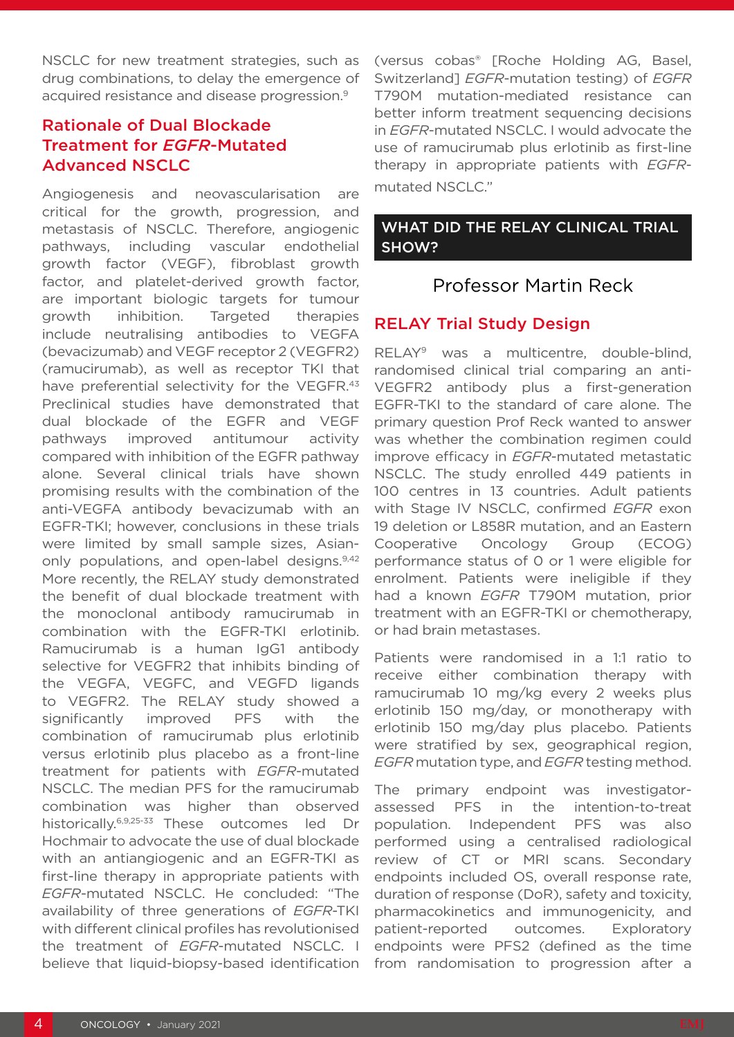NSCLC for new treatment strategies, such as drug combinations, to delay the emergence of acquired resistance and disease progression.[9]

## Rationale of Dual Blockade Treatment for *EGFR*-Mutated Advanced NSCLC

Angiogenesis and neovascularisation are critical for the growth, progression, and metastasis of NSCLC. Therefore, angiogenic pathways, including vascular endothelial growth factor (VEGF), fibroblast growth factor, and platelet-derived growth factor, are important biologic targets for tumour growth inhibition. Targeted therapies include neutralising antibodies to VEGFA (bevacizumab) and VEGF receptor 2 (VEGFR2) (ramucirumab), as well as receptor TKI that have preferential selectivity for the VEGFR.[43] Preclinical studies have demonstrated that dual blockade of the EGFR and VEGF pathways improved antitumour activity compared with inhibition of the EGFR pathway alone. Several clinical trials have shown promising results with the combination of the anti-VEGFA antibody bevacizumab with an EGFR-TKI; however, conclusions in these trials were limited by small sample sizes, Asian-only populations, and open-label designs.[9,42] More recently, the RELAY study demonstrated the benefit of dual blockade treatment with the monoclonal antibody ramucirumab in combination with the EGFR-TKI erlotinib. Ramucirumab is a human IgG1 antibody selective for VEGFR2 that inhibits binding of the VEGFA, VEGFC, and VEGFD ligands to VEGFR2. The RELAY study showed a significantly improved PFS with the combination of ramucirumab plus erlotinib versus erlotinib plus placebo as a front-line treatment for patients with *EGFR*-mutated NSCLC. The median PFS for the ramucirumab combination was higher than observed historically.[6,9,25-33] These outcomes led Dr Hochmair to advocate the use of dual blockade with an antiangiogenic and an EGFR-TKI as first-line therapy in appropriate patients with *EGFR*-mutated NSCLC. He concluded: "The availability of three generations of *EGFR*-TKI with different clinical profiles has revolutionised the treatment of *EGFR*-mutated NSCLC. I believe that liquid-biopsy-based identification (versus cobas® [Roche Holding AG, Basel, Switzerland] *EGFR*-mutation testing) of *EGFR* T790M mutation-mediated resistance can better inform treatment sequencing decisions in *EGFR*-mutated NSCLC. I would advocate the use of ramucirumab plus erlotinib as first-line therapy in appropriate patients with *EGFR*-mutated NSCLC."

# WHAT DID THE RELAY CLINICAL TRIAL SHOW?

### Professor Martin Reck

## RELAY Trial Study Design

RELAY[9] was a multicentre, double-blind, randomised clinical trial comparing an anti-VEGFR2 antibody plus a first-generation EGFR-TKI to the standard of care alone. The primary question Prof Reck wanted to answer was whether the combination regimen could improve efficacy in *EGFR*-mutated metastatic NSCLC. The study enrolled 449 patients in 100 centres in 13 countries. Adult patients with Stage IV NSCLC, confirmed *EGFR* exon 19 deletion or L858R mutation, and an Eastern Cooperative Oncology Group (ECOG) performance status of 0 or 1 were eligible for enrolment. Patients were ineligible if they had a known *EGFR* T790M mutation, prior treatment with an EGFR-TKI or chemotherapy, or had brain metastases.

Patients were randomised in a 1:1 ratio to receive either combination therapy with ramucirumab 10 mg/kg every 2 weeks plus erlotinib 150 mg/day, or monotherapy with erlotinib 150 mg/day plus placebo. Patients were stratified by sex, geographical region, *EGFR* mutation type, and *EGFR* testing method.

The primary endpoint was investigator-assessed PFS in the intention-to-treat population. Independent PFS was also performed using a centralised radiological review of CT or MRI scans. Secondary endpoints included OS, overall response rate, duration of response (DoR), safety and toxicity, pharmacokinetics and immunogenicity, and patient-reported outcomes. Exploratory endpoints were PFS2 (defined as the time from randomisation to progression after a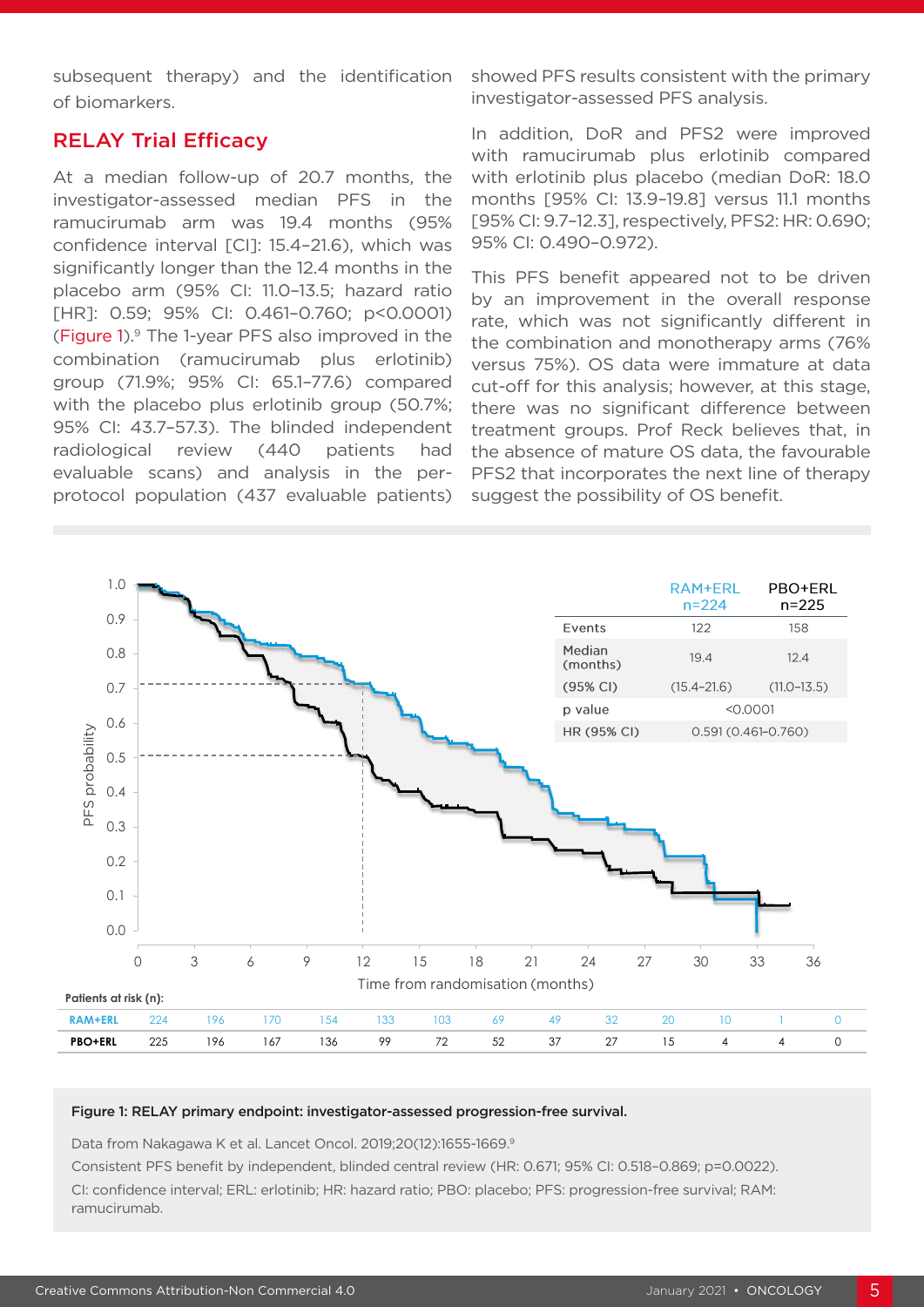subsequent therapy) and the identification of biomarkers.

## RELAY Trial Efficacy

At a median follow-up of 20.7 months, the investigator-assessed median PFS in the ramucirumab arm was 19.4 months (95% confidence interval [CI]: 15.4–21.6), which was significantly longer than the 12.4 months in the placebo arm (95% CI: 11.0–13.5; hazard ratio [HR]: 0.59; 95% CI: 0.461–0.760; p<0.0001) (Figure 1).[9] The 1-year PFS also improved in the combination (ramucirumab plus erlotinib) group (71.9%; 95% CI: 65.1–77.6) compared with the placebo plus erlotinib group (50.7%; 95% CI: 43.7–57.3). The blinded independent radiological review (440 patients had evaluable scans) and analysis in the per-protocol population (437 evaluable patients) showed PFS results consistent with the primary investigator-assessed PFS analysis.

In addition, DoR and PFS2 were improved with ramucirumab plus erlotinib compared with erlotinib plus placebo (median DoR: 18.0 months [95% CI: 13.9–19.8] versus 11.1 months [95% CI: 9.7–12.3], respectively, PFS2: HR: 0.690; 95% CI: 0.490–0.972).

This PFS benefit appeared not to be driven by an improvement in the overall response rate, which was not significantly different in the combination and monotherapy arms (76% versus 75%). OS data were immature at data cut-off for this analysis; however, at this stage, there was no significant difference between treatment groups. Prof Reck believes that, in the absence of mature OS data, the favourable PFS2 that incorporates the next line of therapy suggest the possibility of OS benefit.

| | RAM+ERL n=224 | PBO+ERL n=225 |
|---|---|---|
| Events | 122 | 158 |
| Median (months) | 19.4 | 12.4 |
| (95% CI) | (15.4–21.6) | (11.0–13.5) |
| p value | <0.0001 | |
| HR (95% CI) | 0.591 (0.461–0.760) | |

Patients at risk (n):

| Time (months) | 0 | 3 | 6 | 9 | 12 | 15 | 18 | 21 | 24 | 27 | 30 | 33 | 36 |
|---|---|---|---|---|---|---|---|---|---|---|---|---|---|
| RAM+ERL | 224 | 196 | 170 | 154 | 133 | 103 | 69 | 49 | 32 | 20 | 10 | 1 | 0 |
| PBO+ERL | 225 | 196 | 167 | 136 | 99 | 72 | 52 | 37 | 27 | 15 | 4 | 4 | 0 |

**Figure 1: RELAY primary endpoint: investigator-assessed progression-free survival.**

Data from Nakagawa K et al. Lancet Oncol. 2019;20(12):1655-1669.[9]

Consistent PFS benefit by independent, blinded central review (HR: 0.671; 95% CI: 0.518–0.869; p=0.0022).

CI: confidence interval; ERL: erlotinib; HR: hazard ratio; PBO: placebo; PFS: progression-free survival; RAM: ramucirumab.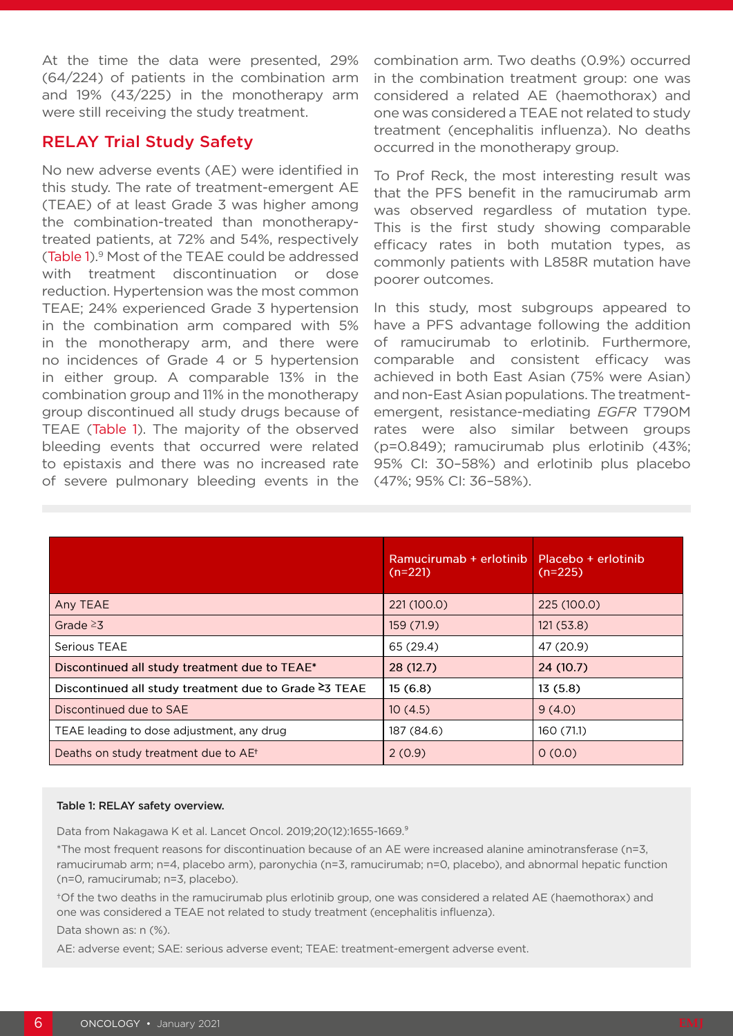At the time the data were presented, 29% (64/224) of patients in the combination arm and 19% (43/225) in the monotherapy arm were still receiving the study treatment.

## RELAY Trial Study Safety

No new adverse events (AE) were identified in this study. The rate of treatment-emergent AE (TEAE) of at least Grade 3 was higher among the combination-treated than monotherapy-treated patients, at 72% and 54%, respectively (Table 1).[9] Most of the TEAE could be addressed with treatment discontinuation or dose reduction. Hypertension was the most common TEAE; 24% experienced Grade 3 hypertension in the combination arm compared with 5% in the monotherapy arm, and there were no incidences of Grade 4 or 5 hypertension in either group. A comparable 13% in the combination group and 11% in the monotherapy group discontinued all study drugs because of TEAE (Table 1). The majority of the observed bleeding events that occurred were related to epistaxis and there was no increased rate of severe pulmonary bleeding events in the combination arm. Two deaths (0.9%) occurred in the combination treatment group: one was considered a related AE (haemothorax) and one was considered a TEAE not related to study treatment (encephalitis influenza). No deaths occurred in the monotherapy group.

To Prof Reck, the most interesting result was that the PFS benefit in the ramucirumab arm was observed regardless of mutation type. This is the first study showing comparable efficacy rates in both mutation types, as commonly patients with L858R mutation have poorer outcomes.

In this study, most subgroups appeared to have a PFS advantage following the addition of ramucirumab to erlotinib. Furthermore, comparable and consistent efficacy was achieved in both East Asian (75% were Asian) and non-East Asian populations. The treatment-emergent, resistance-mediating *EGFR* T790M rates were also similar between groups ($p=0.849$); ramucirumab plus erlotinib (43%; 95% CI: 30–58%) and erlotinib plus placebo (47%; 95% CI: 36–58%).

| | Ramucirumab + erlotinib (n=221) | Placebo + erlotinib (n=225) |
|---|---|---|
| Any TEAE | 221 (100.0) | 225 (100.0) |
| Grade ≥3 | 159 (71.9) | 121 (53.8) |
| Serious TEAE | 65 (29.4) | 47 (20.9) |
| Discontinued all study treatment due to TEAE* | 28 (12.7) | 24 (10.7) |
| Discontinued all study treatment due to Grade ≥3 TEAE | 15 (6.8) | 13 (5.8) |
| Discontinued due to SAE | 10 (4.5) | 9 (4.0) |
| TEAE leading to dose adjustment, any drug | 187 (84.6) | 160 (71.1) |
| Deaths on study treatment due to AE† | 2 (0.9) | 0 (0.0) |

**Table 1: RELAY safety overview.**

Data from Nakagawa K et al. Lancet Oncol. 2019;20(12):1655-1669.[9]

*The most frequent reasons for discontinuation because of an AE were increased alanine aminotransferase (n=3, ramucirumab arm; n=4, placebo arm), paronychia (n=3, ramucirumab; n=0, placebo), and abnormal hepatic function (n=0, ramucirumab; n=3, placebo).

†Of the two deaths in the ramucirumab plus erlotinib group, one was considered a related AE (haemothorax) and one was considered a TEAE not related to study treatment (encephalitis influenza).

Data shown as: n (%).

AE: adverse event; SAE: serious adverse event; TEAE: treatment-emergent adverse event.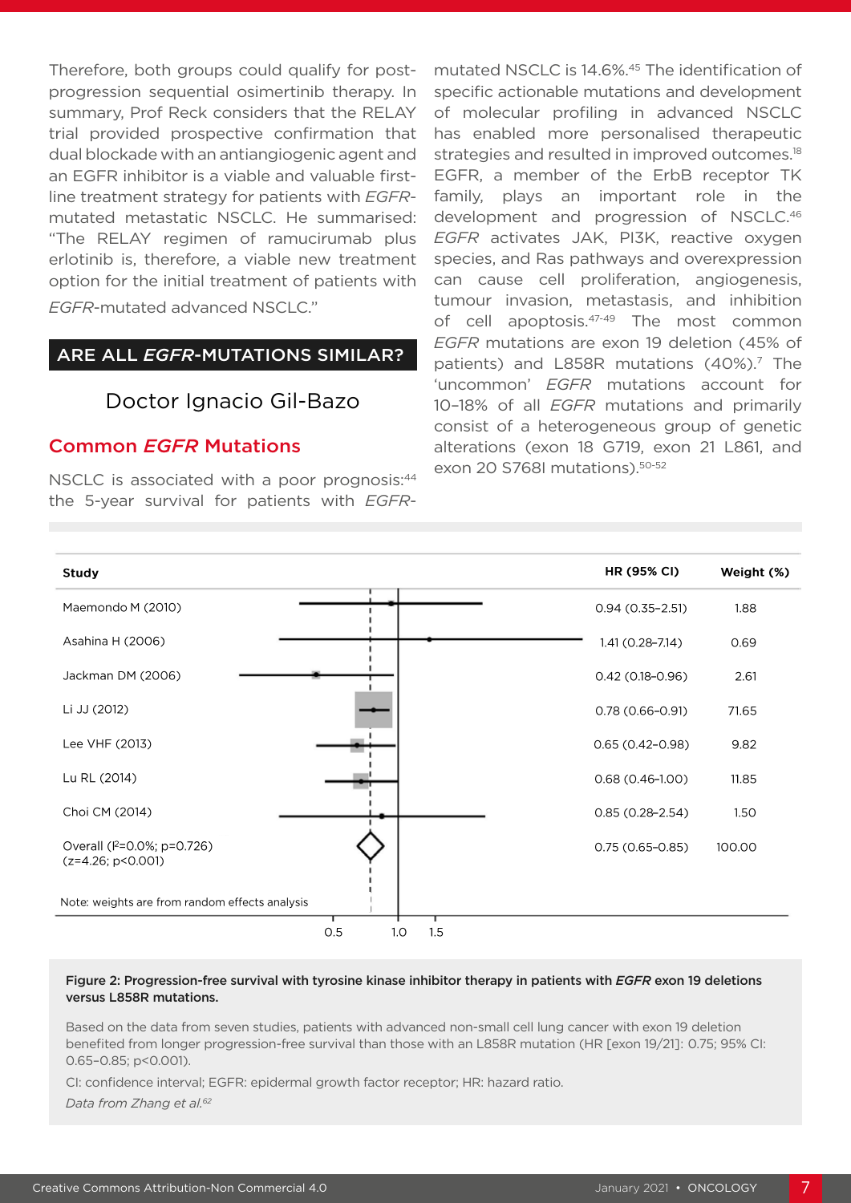Therefore, both groups could qualify for post-progression sequential osimertinib therapy. In summary, Prof Reck considers that the RELAY trial provided prospective confirmation that dual blockade with an antiangiogenic agent and an EGFR inhibitor is a viable and valuable first-line treatment strategy for patients with *EGFR*-mutated metastatic NSCLC. He summarised: "The RELAY regimen of ramucirumab plus erlotinib is, therefore, a viable new treatment option for the initial treatment of patients with *EGFR*-mutated advanced NSCLC."

## ARE ALL *EGFR*-MUTATIONS SIMILAR?

### Doctor Ignacio Gil-Bazo

### Common *EGFR* Mutations

NSCLC is associated with a poor prognosis:[44] the 5-year survival for patients with *EGFR*-mutated NSCLC is 14.6%.[45] The identification of specific actionable mutations and development of molecular profiling in advanced NSCLC has enabled more personalised therapeutic strategies and resulted in improved outcomes.[18] EGFR, a member of the ErbB receptor TK family, plays an important role in the development and progression of NSCLC.[46] *EGFR* activates JAK, PI3K, reactive oxygen species, and Ras pathways and overexpression can cause cell proliferation, angiogenesis, tumour invasion, metastasis, and inhibition of cell apoptosis.[47-49] The most common *EGFR* mutations are exon 19 deletion (45% of patients) and L858R mutations (40%).[7] The 'uncommon' *EGFR* mutations account for 10–18% of all *EGFR* mutations and primarily consist of a heterogeneous group of genetic alterations (exon 18 G719, exon 21 L861, and exon 20 S768I mutations).[50-52]

| Study | HR (95% CI) | Weight (%) |
|---|---|---|
| Maemondo M (2010) | 0.94 (0.35–2.51) | 1.88 |
| Asahina H (2006) | 1.41 (0.28–7.14) | 0.69 |
| Jackman DM (2006) | 0.42 (0.18–0.96) | 2.61 |
| Li JJ (2012) | 0.78 (0.66–0.91) | 71.65 |
| Lee VHF (2013) | 0.65 (0.42–0.98) | 9.82 |
| Lu RL (2014) | 0.68 (0.46–1.00) | 11.85 |
| Choi CM (2014) | 0.85 (0.28–2.54) | 1.50 |
| Overall ($I^2$=0.0%; p=0.726) (z=4.26; p<0.001) | 0.75 (0.65–0.85) | 100.00 |

Note: weights are from random effects analysis

**Figure 2: Progression-free survival with tyrosine kinase inhibitor therapy in patients with *EGFR* exon 19 deletions versus L858R mutations.**

Based on the data from seven studies, patients with advanced non-small cell lung cancer with exon 19 deletion benefited from longer progression-free survival than those with an L858R mutation (HR [exon 19/21]: 0.75; 95% CI: 0.65–0.85; p<0.001).

CI: confidence interval; EGFR: epidermal growth factor receptor; HR: hazard ratio.

*Data from Zhang et al.*[62]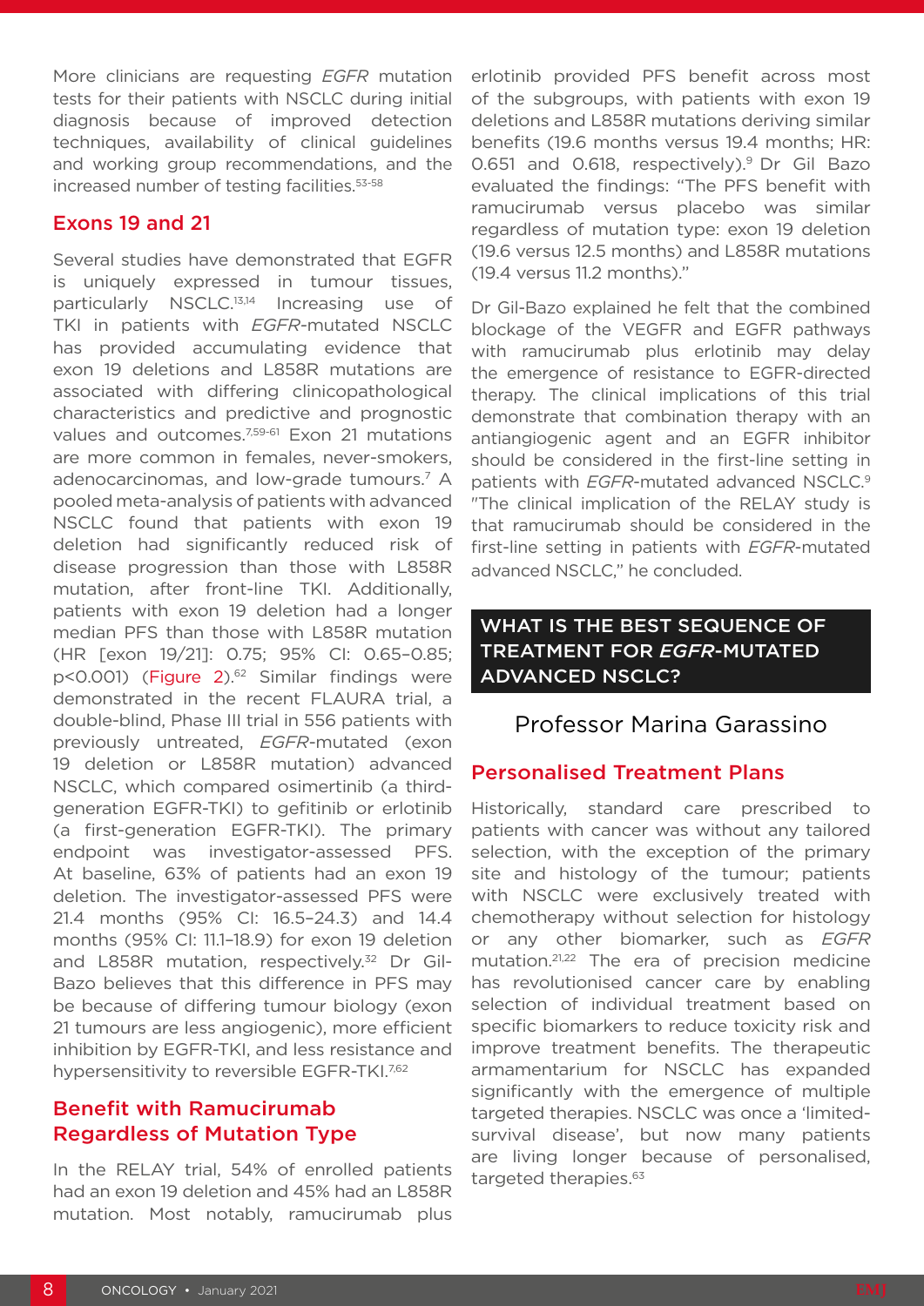More clinicians are requesting *EGFR* mutation tests for their patients with NSCLC during initial diagnosis because of improved detection techniques, availability of clinical guidelines and working group recommendations, and the increased number of testing facilities.[53-58]

## Exons 19 and 21

Several studies have demonstrated that EGFR is uniquely expressed in tumour tissues, particularly NSCLC.[13,14] Increasing use of TKI in patients with *EGFR*-mutated NSCLC has provided accumulating evidence that exon 19 deletions and L858R mutations are associated with differing clinicopathological characteristics and predictive and prognostic values and outcomes.[7,59-61] Exon 21 mutations are more common in females, never-smokers, adenocarcinomas, and low-grade tumours.[7] A pooled meta-analysis of patients with advanced NSCLC found that patients with exon 19 deletion had significantly reduced risk of disease progression than those with L858R mutation, after front-line TKI. Additionally, patients with exon 19 deletion had a longer median PFS than those with L858R mutation (HR [exon 19/21]: 0.75; 95% CI: 0.65–0.85; $p<0.001$) (Figure 2).[62] Similar findings were demonstrated in the recent FLAURA trial, a double-blind, Phase III trial in 556 patients with previously untreated, *EGFR*-mutated (exon 19 deletion or L858R mutation) advanced NSCLC, which compared osimertinib (a third-generation EGFR-TKI) to gefitinib or erlotinib (a first-generation EGFR-TKI). The primary endpoint was investigator-assessed PFS. At baseline, 63% of patients had an exon 19 deletion. The investigator-assessed PFS were 21.4 months (95% CI: 16.5–24.3) and 14.4 months (95% CI: 11.1–18.9) for exon 19 deletion and L858R mutation, respectively.[32] Dr Gil-Bazo believes that this difference in PFS may be because of differing tumour biology (exon 21 tumours are less angiogenic), more efficient inhibition by EGFR-TKI, and less resistance and hypersensitivity to reversible EGFR-TKI.[7,62]

## Benefit with Ramucirumab Regardless of Mutation Type

In the RELAY trial, 54% of enrolled patients had an exon 19 deletion and 45% had an L858R mutation. Most notably, ramucirumab plus erlotinib provided PFS benefit across most of the subgroups, with patients with exon 19 deletions and L858R mutations deriving similar benefits (19.6 months versus 19.4 months; HR: 0.651 and 0.618, respectively).[9] Dr Gil Bazo evaluated the findings: "The PFS benefit with ramucirumab versus placebo was similar regardless of mutation type: exon 19 deletion (19.6 versus 12.5 months) and L858R mutations (19.4 versus 11.2 months)."

Dr Gil-Bazo explained he felt that the combined blockage of the VEGFR and EGFR pathways with ramucirumab plus erlotinib may delay the emergence of resistance to EGFR-directed therapy. The clinical implications of this trial demonstrate that combination therapy with an antiangiogenic agent and an EGFR inhibitor should be considered in the first-line setting in patients with *EGFR*-mutated advanced NSCLC.[9] "The clinical implication of the RELAY study is that ramucirumab should be considered in the first-line setting in patients with *EGFR*-mutated advanced NSCLC," he concluded.

# WHAT IS THE BEST SEQUENCE OF TREATMENT FOR *EGFR*-MUTATED ADVANCED NSCLC?

### Professor Marina Garassino

## Personalised Treatment Plans

Historically, standard care prescribed to patients with cancer was without any tailored selection, with the exception of the primary site and histology of the tumour; patients with NSCLC were exclusively treated with chemotherapy without selection for histology or any other biomarker, such as *EGFR* mutation.[21,22] The era of precision medicine has revolutionised cancer care by enabling selection of individual treatment based on specific biomarkers to reduce toxicity risk and improve treatment benefits. The therapeutic armamentarium for NSCLC has expanded significantly with the emergence of multiple targeted therapies. NSCLC was once a 'limited-survival disease', but now many patients are living longer because of personalised, targeted therapies.[63]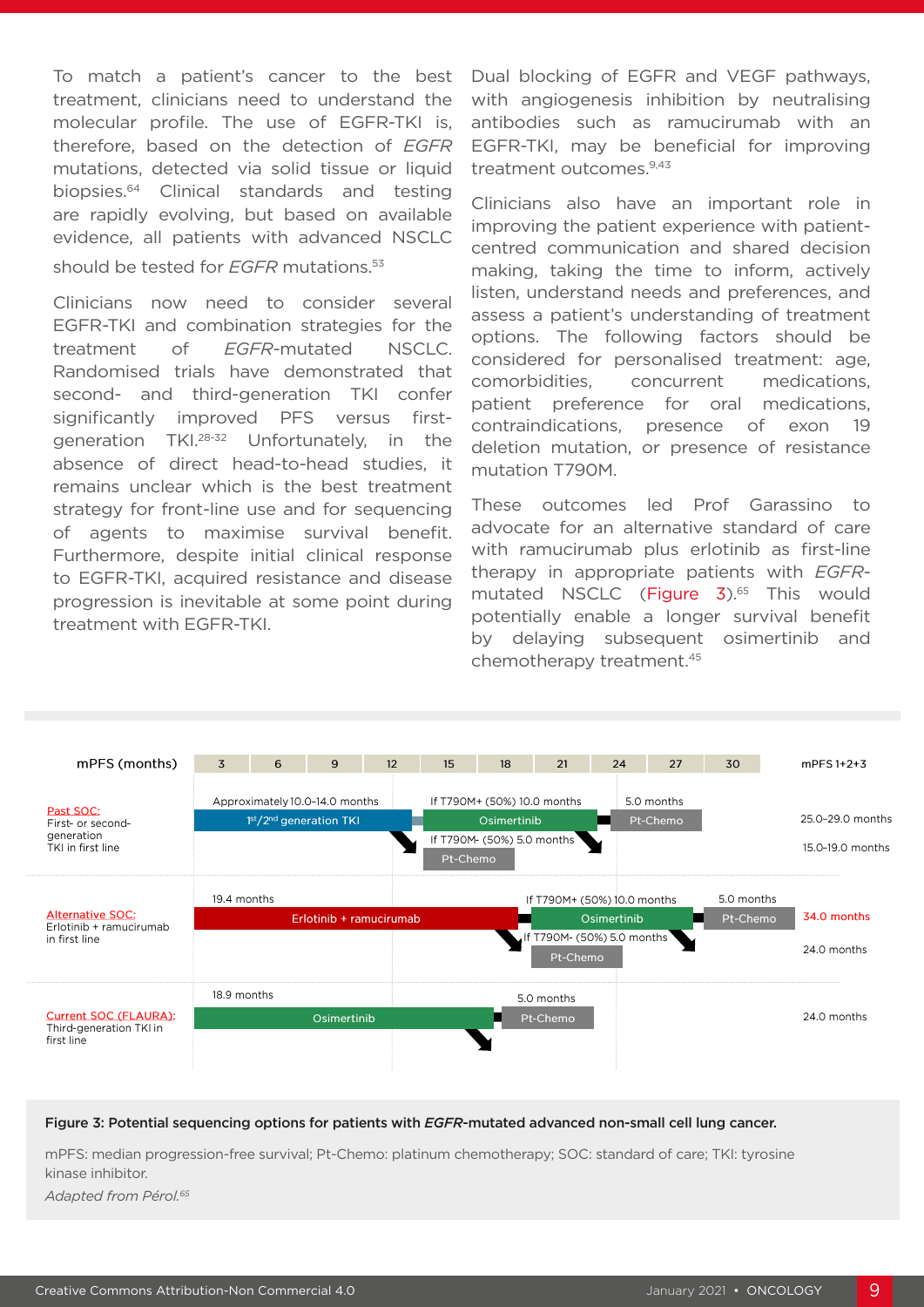To match a patient's cancer to the best treatment, clinicians need to understand the molecular profile. The use of EGFR-TKI is, therefore, based on the detection of *EGFR* mutations, detected via solid tissue or liquid biopsies.[64] Clinical standards and testing are rapidly evolving, but based on available evidence, all patients with advanced NSCLC should be tested for *EGFR* mutations.[53]

Clinicians now need to consider several EGFR-TKI and combination strategies for the treatment of *EGFR*-mutated NSCLC. Randomised trials have demonstrated that second- and third-generation TKI confer significantly improved PFS versus first-generation TKI.[28-32] Unfortunately, in the absence of direct head-to-head studies, it remains unclear which is the best treatment strategy for front-line use and for sequencing of agents to maximise survival benefit. Furthermore, despite initial clinical response to EGFR-TKI, acquired resistance and disease progression is inevitable at some point during treatment with EGFR-TKI.

Dual blocking of EGFR and VEGF pathways, with angiogenesis inhibition by neutralising antibodies such as ramucirumab with an EGFR-TKI, may be beneficial for improving treatment outcomes.[9,43]

Clinicians also have an important role in improving the patient experience with patient-centred communication and shared decision making, taking the time to inform, actively listen, understand needs and preferences, and assess a patient's understanding of treatment options. The following factors should be considered for personalised treatment: age, comorbidities, concurrent medications, patient preference for oral medications, contraindications, presence of exon 19 deletion mutation, or presence of resistance mutation T790M.

These outcomes led Prof Garassino to advocate for an alternative standard of care with ramucirumab plus erlotinib as first-line therapy in appropriate patients with *EGFR*-mutated NSCLC (Figure 3).[65] This would potentially enable a longer survival benefit by delaying subsequent osimertinib and chemotherapy treatment.[45]

| Strategy | Sequence (mPFS months: 3–30 scale) | mPFS 1+2+3 |
|---|---|---|
| Past SOC: First- or second-generation TKI in first line | 1st/2nd generation TKI (Approximately 10.0–14.0 months) → If T790M+ (50%): Osimertinib 10.0 months → Pt-Chemo 5.0 months | 25.0–29.0 months |
| | If T790M- (50%): Pt-Chemo 5.0 months | 15.0–19.0 months |
| Alternative SOC: Erlotinib + ramucirumab in first line | Erlotinib + ramucirumab (19.4 months) → If T790M+ (50%): Osimertinib 10.0 months → Pt-Chemo 5.0 months | 34.0 months |
| | If T790M- (50%): Pt-Chemo 5.0 months | 24.0 months |
| Current SOC (FLAURA): Third-generation TKI in first line | Osimertinib (18.9 months) → Pt-Chemo 5.0 months | 24.0 months |

**Figure 3: Potential sequencing options for patients with *EGFR*-mutated advanced non-small cell lung cancer.**

mPFS: median progression-free survival; Pt-Chemo: platinum chemotherapy; SOC: standard of care; TKI: tyrosine kinase inhibitor.

*Adapted from Pérol.[65]*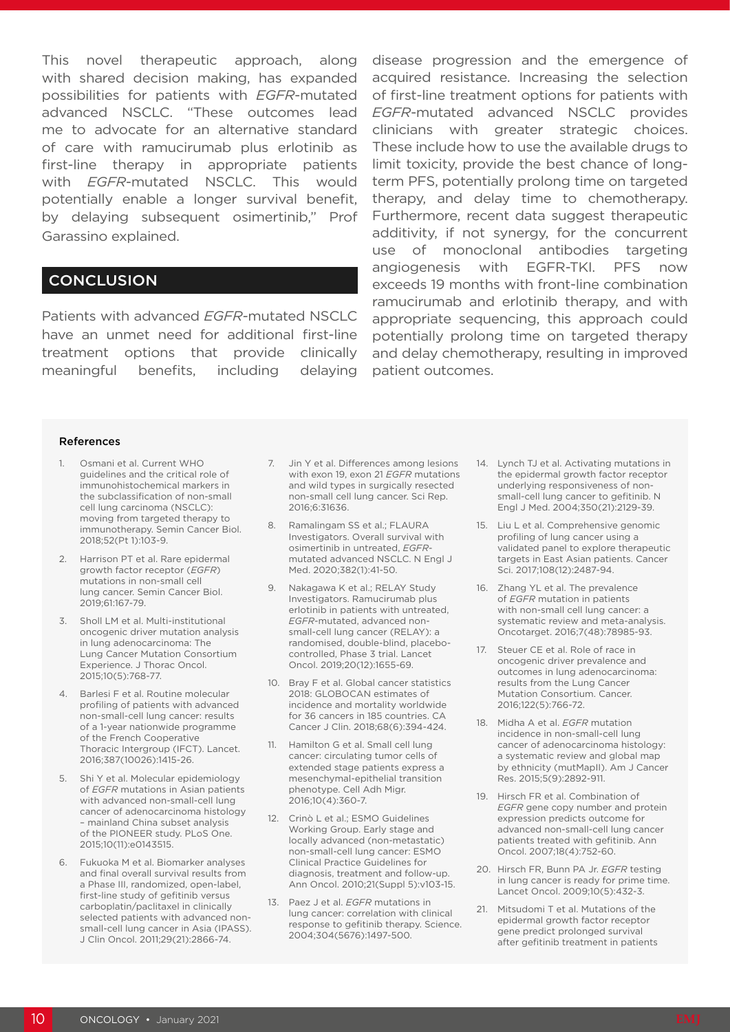This novel therapeutic approach, along with shared decision making, has expanded possibilities for patients with *EGFR*-mutated advanced NSCLC. "These outcomes lead me to advocate for an alternative standard of care with ramucirumab plus erlotinib as first-line therapy in appropriate patients with *EGFR*-mutated NSCLC. This would potentially enable a longer survival benefit, by delaying subsequent osimertinib," Prof Garassino explained.

## CONCLUSION

Patients with advanced *EGFR*-mutated NSCLC have an unmet need for additional first-line treatment options that provide clinically meaningful benefits, including delaying disease progression and the emergence of acquired resistance. Increasing the selection of first-line treatment options for patients with *EGFR*-mutated advanced NSCLC provides clinicians with greater strategic choices. These include how to use the available drugs to limit toxicity, provide the best chance of long-term PFS, potentially prolong time on targeted therapy, and delay time to chemotherapy. Furthermore, recent data suggest therapeutic additivity, if not synergy, for the concurrent use of monoclonal antibodies targeting angiogenesis with EGFR-TKI. PFS now exceeds 19 months with front-line combination ramucirumab and erlotinib therapy, and with appropriate sequencing, this approach could potentially prolong time on targeted therapy and delay chemotherapy, resulting in improved patient outcomes.

### References

1. Osmani et al. Current WHO guidelines and the critical role of immunohistochemical markers in the subclassification of non-small cell lung carcinoma (NSCLC): moving from targeted therapy to immunotherapy. Semin Cancer Biol. 2018;52(Pt 1):103-9.
2. Harrison PT et al. Rare epidermal growth factor receptor (*EGFR*) mutations in non-small cell lung cancer. Semin Cancer Biol. 2019;61:167-79.
3. Sholl LM et al. Multi-institutional oncogenic driver mutation analysis in lung adenocarcinoma: The Lung Cancer Mutation Consortium Experience. J Thorac Oncol. 2015;10(5):768-77.
4. Barlesi F et al. Routine molecular profiling of patients with advanced non-small-cell lung cancer: results of a 1-year nationwide programme of the French Cooperative Thoracic Intergroup (IFCT). Lancet. 2016;387(10026):1415-26.
5. Shi Y et al. Molecular epidemiology of *EGFR* mutations in Asian patients with advanced non-small-cell lung cancer of adenocarcinoma histology – mainland China subset analysis of the PIONEER study. PLoS One. 2015;10(11):e0143515.
6. Fukuoka M et al. Biomarker analyses and final overall survival results from a Phase III, randomized, open-label, first-line study of gefitinib versus carboplatin/paclitaxel in clinically selected patients with advanced non-small-cell lung cancer in Asia (IPASS). J Clin Oncol. 2011;29(21):2866-74.
7. Jin Y et al. Differences among lesions with exon 19, exon 21 *EGFR* mutations and wild types in surgically resected non-small cell lung cancer. Sci Rep. 2016;6:31636.
8. Ramalingam SS et al.; FLAURA Investigators. Overall survival with osimertinib in untreated, *EGFR*-mutated advanced NSCLC. N Engl J Med. 2020;382(1):41-50.
9. Nakagawa K et al.; RELAY Study Investigators. Ramucirumab plus erlotinib in patients with untreated, *EGFR*-mutated, advanced non-small-cell lung cancer (RELAY): a randomised, double-blind, placebo-controlled, Phase 3 trial. Lancet Oncol. 2019;20(12):1655-69.
10. Bray F et al. Global cancer statistics 2018: GLOBOCAN estimates of incidence and mortality worldwide for 36 cancers in 185 countries. CA Cancer J Clin. 2018;68(6):394-424.
11. Hamilton G et al. Small cell lung cancer: circulating tumor cells of extended stage patients express a mesenchymal-epithelial transition phenotype. Cell Adh Migr. 2016;10(4):360-7.
12. Crinò L et al.; ESMO Guidelines Working Group. Early stage and locally advanced (non-metastatic) non-small-cell lung cancer: ESMO Clinical Practice Guidelines for diagnosis, treatment and follow-up. Ann Oncol. 2010;21(Suppl 5):v103-15.
13. Paez J et al. *EGFR* mutations in lung cancer: correlation with clinical response to gefitinib therapy. Science. 2004;304(5676):1497-500.
14. Lynch TJ et al. Activating mutations in the epidermal growth factor receptor underlying responsiveness of non-small-cell lung cancer to gefitinib. N Engl J Med. 2004;350(21):2129-39.
15. Liu L et al. Comprehensive genomic profiling of lung cancer using a validated panel to explore therapeutic targets in East Asian patients. Cancer Sci. 2017;108(12):2487-94.
16. Zhang YL et al. The prevalence of *EGFR* mutation in patients with non-small cell lung cancer: a systematic review and meta-analysis. Oncotarget. 2016;7(48):78985-93.
17. Steuer CE et al. Role of race in oncogenic driver prevalence and outcomes in lung adenocarcinoma: results from the Lung Cancer Mutation Consortium. Cancer. 2016;122(5):766-72.
18. Midha A et al. *EGFR* mutation incidence in non-small-cell lung cancer of adenocarcinoma histology: a systematic review and global map by ethnicity (mutMapII). Am J Cancer Res. 2015;5(9):2892-911.
19. Hirsch FR et al. Combination of *EGFR* gene copy number and protein expression predicts outcome for advanced non-small-cell lung cancer patients treated with gefitinib. Ann Oncol. 2007;18(4):752-60.
20. Hirsch FR, Bunn PA Jr. *EGFR* testing in lung cancer is ready for prime time. Lancet Oncol. 2009;10(5):432-3.
21. Mitsudomi T et al. Mutations of the epidermal growth factor receptor gene predict prolonged survival after gefitinib treatment in patients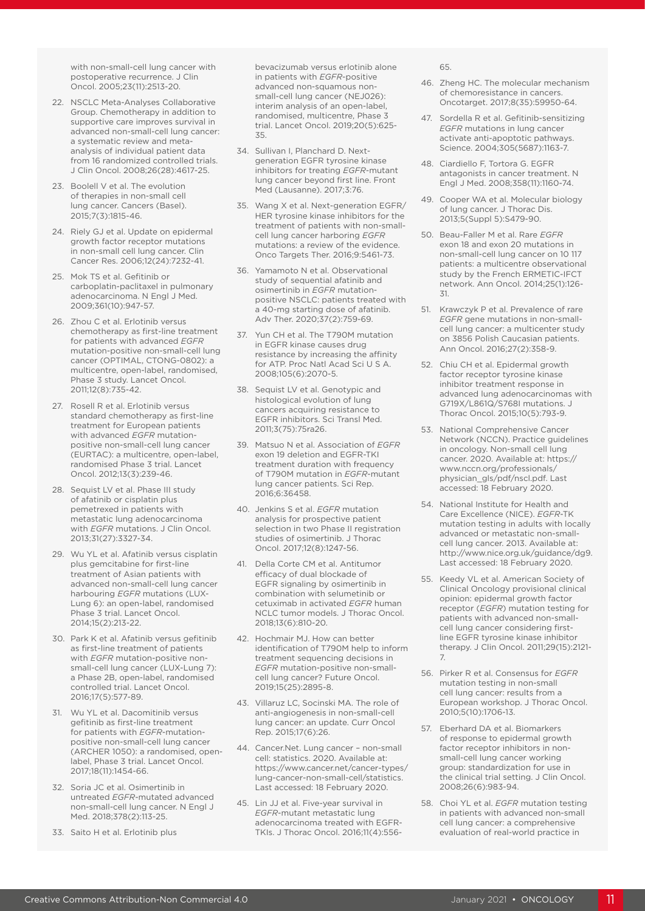with non-small-cell lung cancer with postoperative recurrence. J Clin Oncol. 2005;23(11):2513-20.

22. NSCLC Meta-Analyses Collaborative Group. Chemotherapy in addition to supportive care improves survival in advanced non-small-cell lung cancer: a systematic review and meta-analysis of individual patient data from 16 randomized controlled trials. J Clin Oncol. 2008;26(28):4617-25.
23. Boolell V et al. The evolution of therapies in non-small cell lung cancer. Cancers (Basel). 2015;7(3):1815-46.
24. Riely GJ et al. Update on epidermal growth factor receptor mutations in non-small cell lung cancer. Clin Cancer Res. 2006;12(24):7232-41.
25. Mok TS et al. Gefitinib or carboplatin-paclitaxel in pulmonary adenocarcinoma. N Engl J Med. 2009;361(10):947-57.
26. Zhou C et al. Erlotinib versus chemotherapy as first-line treatment for patients with advanced *EGFR* mutation-positive non-small-cell lung cancer (OPTIMAL, CTONG-0802): a multicentre, open-label, randomised, Phase 3 study. Lancet Oncol. 2011;12(8):735-42.
27. Rosell R et al. Erlotinib versus standard chemotherapy as first-line treatment for European patients with advanced *EGFR* mutation-positive non-small-cell lung cancer (EURTAC): a multicentre, open-label, randomised Phase 3 trial. Lancet Oncol. 2012;13(3):239-46.
28. Sequist LV et al. Phase III study of afatinib or cisplatin plus pemetrexed in patients with metastatic lung adenocarcinoma with *EGFR* mutations. J Clin Oncol. 2013;31(27):3327-34.
29. Wu YL et al. Afatinib versus cisplatin plus gemcitabine for first-line treatment of Asian patients with advanced non-small-cell lung cancer harbouring *EGFR* mutations (LUX-Lung 6): an open-label, randomised Phase 3 trial. Lancet Oncol. 2014;15(2):213-22.
30. Park K et al. Afatinib versus gefitinib as first-line treatment of patients with *EGFR* mutation-positive non-small-cell lung cancer (LUX-Lung 7): a Phase 2B, open-label, randomised controlled trial. Lancet Oncol. 2016;17(5):577-89.
31. Wu YL et al. Dacomitinib versus gefitinib as first-line treatment for patients with *EGFR*-mutation-positive non-small-cell lung cancer (ARCHER 1050): a randomised, open-label, Phase 3 trial. Lancet Oncol. 2017;18(11):1454-66.
32. Soria JC et al. Osimertinib in untreated *EGFR*-mutated advanced non-small-cell lung cancer. N Engl J Med. 2018;378(2):113-25.
33. Saito H et al. Erlotinib plus bevacizumab versus erlotinib alone in patients with *EGFR*-positive advanced non-squamous non-small-cell lung cancer (NEJ026): interim analysis of an open-label, randomised, multicentre, Phase 3 trial. Lancet Oncol. 2019;20(5):625-35.
34. Sullivan I, Planchard D. Next-generation EGFR tyrosine kinase inhibitors for treating *EGFR*-mutant lung cancer beyond first line. Front Med (Lausanne). 2017;3:76.
35. Wang X et al. Next-generation EGFR/HER tyrosine kinase inhibitors for the treatment of patients with non-small-cell lung cancer harboring *EGFR* mutations: a review of the evidence. Onco Targets Ther. 2016;9:5461-73.
36. Yamamoto N et al. Observational study of sequential afatinib and osimertinib in *EGFR* mutation-positive NSCLC: patients treated with a 40-mg starting dose of afatinib. Adv Ther. 2020;37(2):759-69.
37. Yun CH et al. The T790M mutation in EGFR kinase causes drug resistance by increasing the affinity for ATP. Proc Natl Acad Sci U S A. 2008;105(6):2070-5.
38. Sequist LV et al. Genotypic and histological evolution of lung cancers acquiring resistance to EGFR inhibitors. Sci Transl Med. 2011;3(75):75ra26.
39. Matsuo N et al. Association of *EGFR* exon 19 deletion and EGFR-TKI treatment duration with frequency of T790M mutation in *EGFR*-mutant lung cancer patients. Sci Rep. 2016;6:36458.
40. Jenkins S et al. *EGFR* mutation analysis for prospective patient selection in two Phase II registration studies of osimertinib. J Thorac Oncol. 2017;12(8):1247-56.
41. Della Corte CM et al. Antitumor efficacy of dual blockade of EGFR signaling by osimertinib in combination with selumetinib or cetuximab in activated *EGFR* human NCLC tumor models. J Thorac Oncol. 2018;13(6):810-20.
42. Hochmair MJ. How can better identification of T790M help to inform treatment sequencing decisions in *EGFR* mutation-positive non-small-cell lung cancer? Future Oncol. 2019;15(25):2895-8.
43. Villaruz LC, Socinski MA. The role of anti-angiogenesis in non-small-cell lung cancer: an update. Curr Oncol Rep. 2015;17(6):26.
44. Cancer.Net. Lung cancer – non-small cell: statistics. 2020. Available at: https://www.cancer.net/cancer-types/lung-cancer-non-small-cell/statistics. Last accessed: 18 February 2020.
45. Lin JJ et al. Five-year survival in *EGFR*-mutant metastatic lung adenocarcinoma treated with EGFR-TKIs. J Thorac Oncol. 2016;11(4):556-65.
46. Zheng HC. The molecular mechanism of chemoresistance in cancers. Oncotarget. 2017;8(35):59950-64.
47. Sordella R et al. Gefitinib-sensitizing *EGFR* mutations in lung cancer activate anti-apoptotic pathways. Science. 2004;305(5687):1163-7.
48. Ciardiello F, Tortora G. EGFR antagonists in cancer treatment. N Engl J Med. 2008;358(11):1160-74.
49. Cooper WA et al. Molecular biology of lung cancer. J Thorac Dis. 2013;5(Suppl 5):S479-90.
50. Beau-Faller M et al. Rare *EGFR* exon 18 and exon 20 mutations in non-small-cell lung cancer on 10 117 patients: a multicentre observational study by the French ERMETIC-IFCT network. Ann Oncol. 2014;25(1):126-31.
51. Krawczyk P et al. Prevalence of rare *EGFR* gene mutations in non-small-cell lung cancer: a multicenter study on 3856 Polish Caucasian patients. Ann Oncol. 2016;27(2):358-9.
52. Chiu CH et al. Epidermal growth factor receptor tyrosine kinase inhibitor treatment response in advanced lung adenocarcinomas with G719X/L861Q/S768I mutations. J Thorac Oncol. 2015;10(5):793-9.
53. National Comprehensive Cancer Network (NCCN). Practice guidelines in oncology. Non-small cell lung cancer. 2020. Available at: https://www.nccn.org/professionals/physician_gls/pdf/nscl.pdf. Last accessed: 18 February 2020.
54. National Institute for Health and Care Excellence (NICE). *EGFR*-TK mutation testing in adults with locally advanced or metastatic non-small-cell lung cancer. 2013. Available at: http://www.nice.org.uk/guidance/dg9. Last accessed: 18 February 2020.
55. Keedy VL et al. American Society of Clinical Oncology provisional clinical opinion: epidermal growth factor receptor (*EGFR*) mutation testing for patients with advanced non-small-cell lung cancer considering first-line EGFR tyrosine kinase inhibitor therapy. J Clin Oncol. 2011;29(15):2121-7.
56. Pirker R et al. Consensus for *EGFR* mutation testing in non-small cell lung cancer: results from a European workshop. J Thorac Oncol. 2010;5(10):1706-13.
57. Eberhard DA et al. Biomarkers of response to epidermal growth factor receptor inhibitors in non-small-cell lung cancer working group: standardization for use in the clinical trial setting. J Clin Oncol. 2008;26(6):983-94.
58. Choi YL et al. *EGFR* mutation testing in patients with advanced non-small cell lung cancer: a comprehensive evaluation of real-world practice in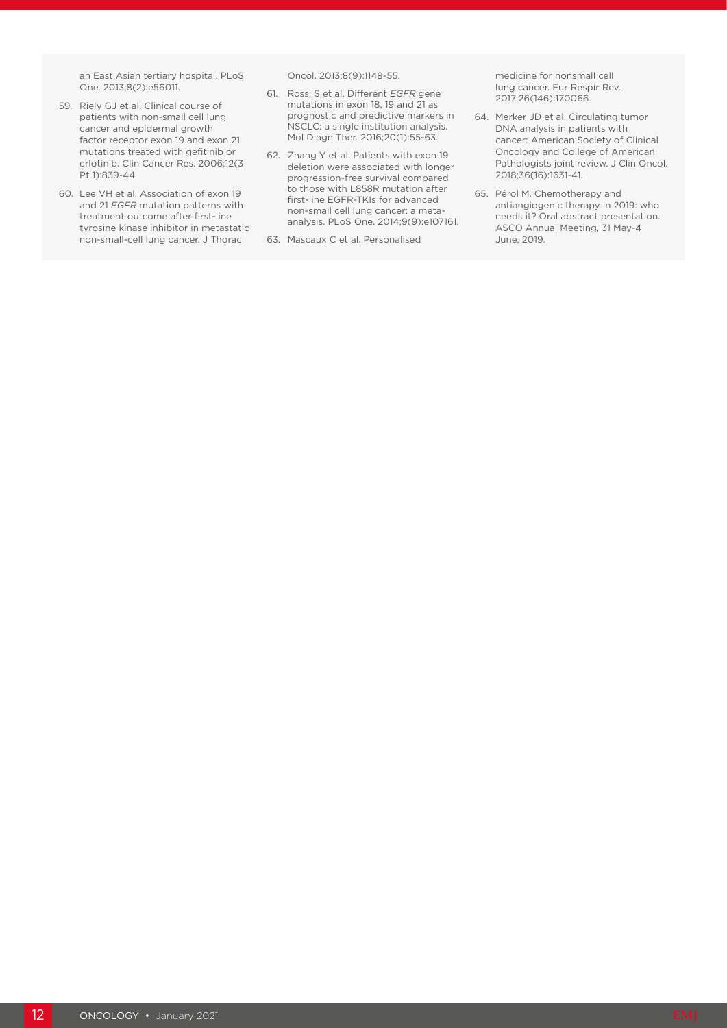an East Asian tertiary hospital. PLoS One. 2013;8(2):e56011.

59. Riely GJ et al. Clinical course of patients with non-small cell lung cancer and epidermal growth factor receptor exon 19 and exon 21 mutations treated with gefitinib or erlotinib. Clin Cancer Res. 2006;12(3 Pt 1):839-44.

60. Lee VH et al. Association of exon 19 and 21 *EGFR* mutation patterns with treatment outcome after first-line tyrosine kinase inhibitor in metastatic non-small-cell lung cancer. J Thorac Oncol. 2013;8(9):1148-55.

61. Rossi S et al. Different *EGFR* gene mutations in exon 18, 19 and 21 as prognostic and predictive markers in NSCLC: a single institution analysis. Mol Diagn Ther. 2016;20(1):55-63.

62. Zhang Y et al. Patients with exon 19 deletion were associated with longer progression-free survival compared to those with L858R mutation after first-line EGFR-TKIs for advanced non-small cell lung cancer: a meta-analysis. PLoS One. 2014;9(9):e107161.

63. Mascaux C et al. Personalised medicine for nonsmall cell lung cancer. Eur Respir Rev. 2017;26(146):170066.

64. Merker JD et al. Circulating tumor DNA analysis in patients with cancer: American Society of Clinical Oncology and College of American Pathologists joint review. J Clin Oncol. 2018;36(16):1631-41.

65. Pérol M. Chemotherapy and antiangiogenic therapy in 2019: who needs it? Oral abstract presentation. ASCO Annual Meeting, 31 May-4 June, 2019.